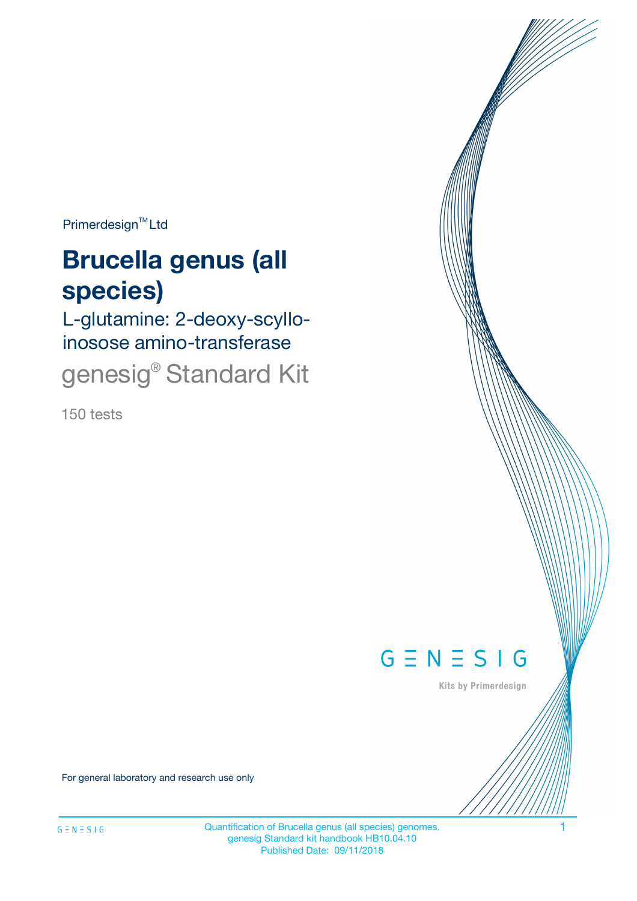Primerdesign™ Ltd

# Brucella genus (all species)

L-glutamine: 2-deoxy-scyllo-inosose amino-transferase

genesig® Standard Kit

150 tests

GENESIG

Kits by Primerdesign

For general laboratory and research use only

Quantification of Brucella genus (all species) genomes.
genesig Standard kit handbook HB10.04.10
Published Date: 09/11/2018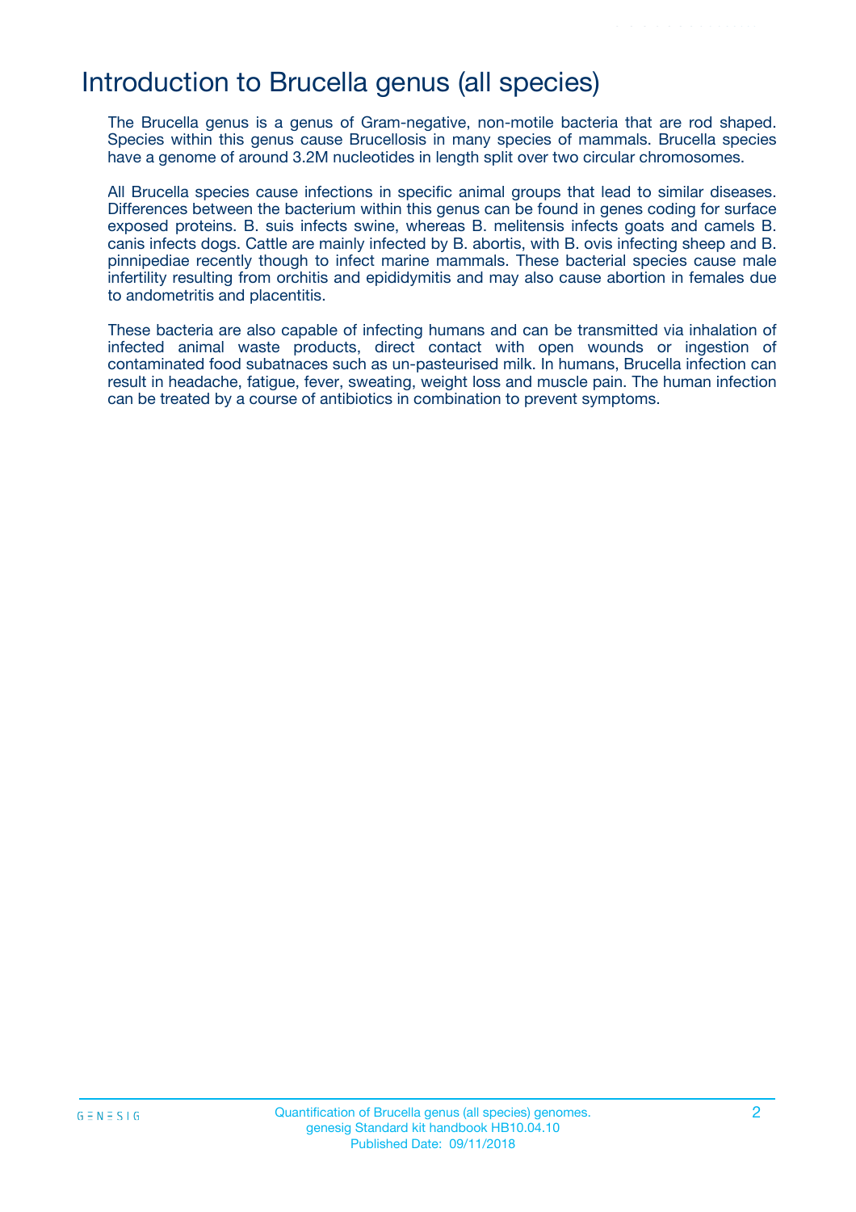# Introduction to Brucella genus (all species)

The Brucella genus is a genus of Gram-negative, non-motile bacteria that are rod shaped. Species within this genus cause Brucellosis in many species of mammals. Brucella species have a genome of around 3.2M nucleotides in length split over two circular chromosomes.

All Brucella species cause infections in specific animal groups that lead to similar diseases. Differences between the bacterium within this genus can be found in genes coding for surface exposed proteins. B. suis infects swine, whereas B. melitensis infects goats and camels B. canis infects dogs. Cattle are mainly infected by B. abortis, with B. ovis infecting sheep and B. pinnipediae recently though to infect marine mammals. These bacterial species cause male infertility resulting from orchitis and epididymitis and may also cause abortion in females due to andometritis and placentitis.

These bacteria are also capable of infecting humans and can be transmitted via inhalation of infected animal waste products, direct contact with open wounds or ingestion of contaminated food subatnaces such as un-pasteurised milk. In humans, Brucella infection can result in headache, fatigue, fever, sweating, weight loss and muscle pain. The human infection can be treated by a course of antibiotics in combination to prevent symptoms.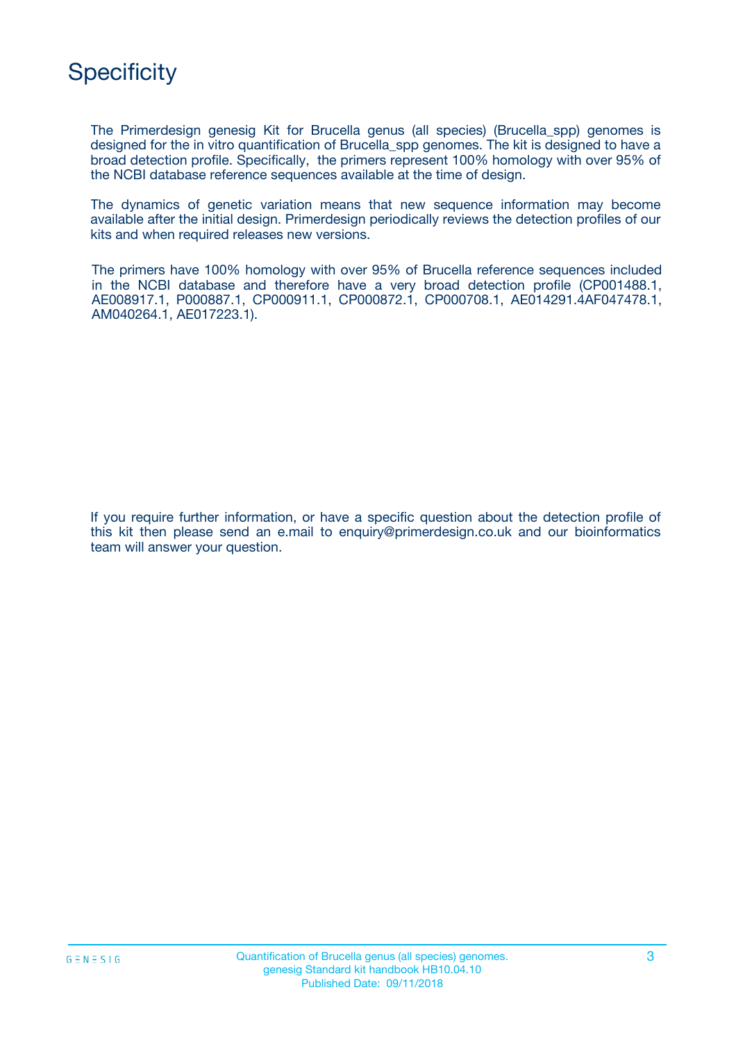# Specificity

The Primerdesign genesig Kit for Brucella genus (all species) (Brucella_spp) genomes is designed for the in vitro quantification of Brucella_spp genomes. The kit is designed to have a broad detection profile. Specifically, the primers represent 100% homology with over 95% of the NCBI database reference sequences available at the time of design.

The dynamics of genetic variation means that new sequence information may become available after the initial design. Primerdesign periodically reviews the detection profiles of our kits and when required releases new versions.

The primers have 100% homology with over 95% of Brucella reference sequences included in the NCBI database and therefore have a very broad detection profile (CP001488.1, AE008917.1, P000887.1, CP000911.1, CP000872.1, CP000708.1, AE014291.4AF047478.1, AM040264.1, AE017223.1).

If you require further information, or have a specific question about the detection profile of this kit then please send an e.mail to enquiry@primerdesign.co.uk and our bioinformatics team will answer your question.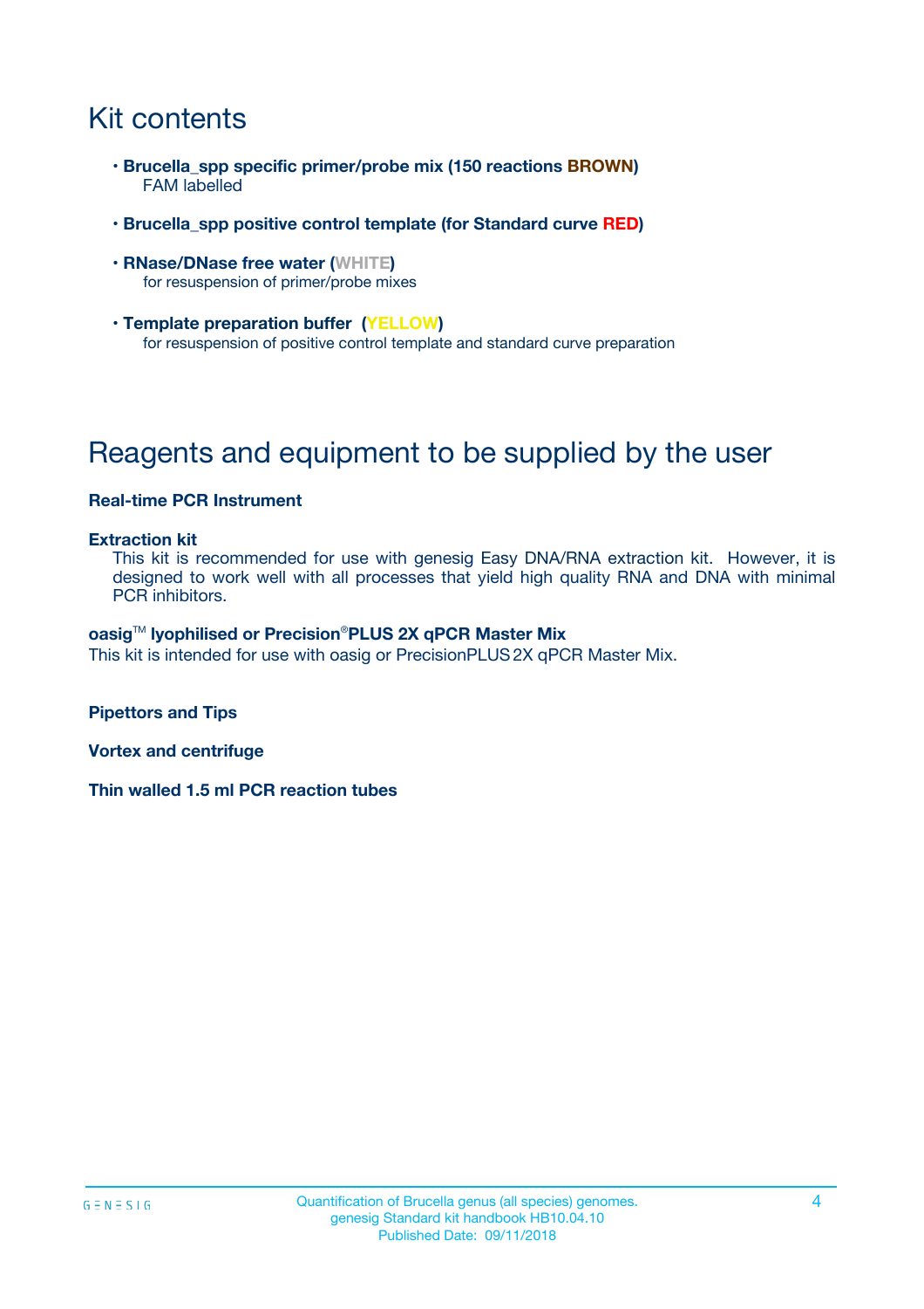# Kit contents

- **Brucella_spp specific primer/probe mix (150 reactions BROWN)**
  FAM labelled
- **Brucella_spp positive control template (for Standard curve RED)**
- **RNase/DNase free water (WHITE)**
  for resuspension of primer/probe mixes
- **Template preparation buffer (YELLOW)**
  for resuspension of positive control template and standard curve preparation

# Reagents and equipment to be supplied by the user

**Real-time PCR Instrument**

**Extraction kit**
This kit is recommended for use with genesig Easy DNA/RNA extraction kit. However, it is designed to work well with all processes that yield high quality RNA and DNA with minimal PCR inhibitors.

**oasig™ lyophilised or Precision®PLUS 2X qPCR Master Mix**
This kit is intended for use with oasig or PrecisionPLUS 2X qPCR Master Mix.

**Pipettors and Tips**

**Vortex and centrifuge**

**Thin walled 1.5 ml PCR reaction tubes**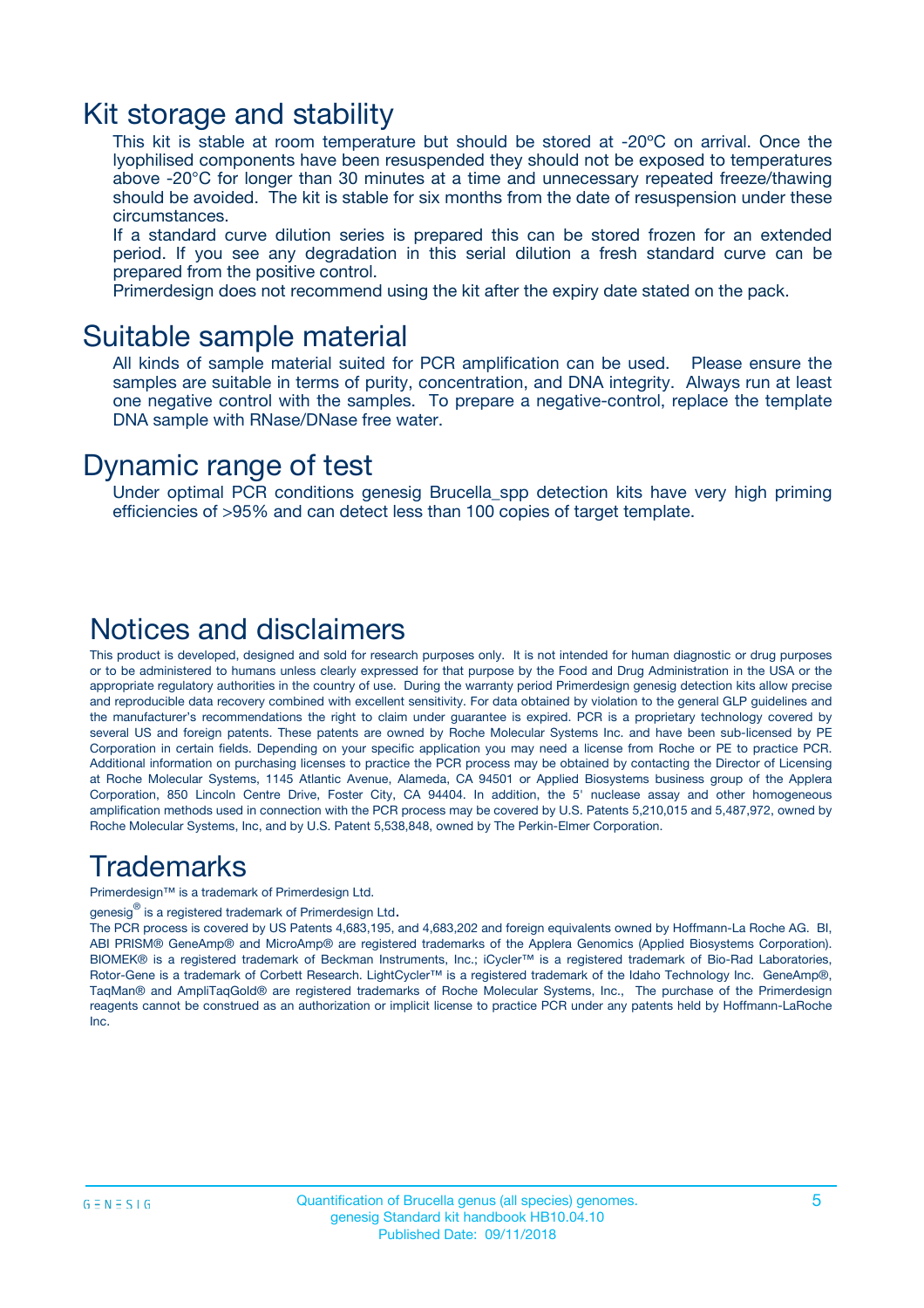# Kit storage and stability

This kit is stable at room temperature but should be stored at -20ºC on arrival. Once the lyophilised components have been resuspended they should not be exposed to temperatures above -20°C for longer than 30 minutes at a time and unnecessary repeated freeze/thawing should be avoided. The kit is stable for six months from the date of resuspension under these circumstances.

If a standard curve dilution series is prepared this can be stored frozen for an extended period. If you see any degradation in this serial dilution a fresh standard curve can be prepared from the positive control.

Primerdesign does not recommend using the kit after the expiry date stated on the pack.

# Suitable sample material

All kinds of sample material suited for PCR amplification can be used. Please ensure the samples are suitable in terms of purity, concentration, and DNA integrity. Always run at least one negative control with the samples. To prepare a negative-control, replace the template DNA sample with RNase/DNase free water.

# Dynamic range of test

Under optimal PCR conditions genesig Brucella_spp detection kits have very high priming efficiencies of >95% and can detect less than 100 copies of target template.

# Notices and disclaimers

This product is developed, designed and sold for research purposes only. It is not intended for human diagnostic or drug purposes or to be administered to humans unless clearly expressed for that purpose by the Food and Drug Administration in the USA or the appropriate regulatory authorities in the country of use. During the warranty period Primerdesign genesig detection kits allow precise and reproducible data recovery combined with excellent sensitivity. For data obtained by violation to the general GLP guidelines and the manufacturer's recommendations the right to claim under guarantee is expired. PCR is a proprietary technology covered by several US and foreign patents. These patents are owned by Roche Molecular Systems Inc. and have been sub-licensed by PE Corporation in certain fields. Depending on your specific application you may need a license from Roche or PE to practice PCR. Additional information on purchasing licenses to practice the PCR process may be obtained by contacting the Director of Licensing at Roche Molecular Systems, 1145 Atlantic Avenue, Alameda, CA 94501 or Applied Biosystems business group of the Applera Corporation, 850 Lincoln Centre Drive, Foster City, CA 94404. In addition, the 5' nuclease assay and other homogeneous amplification methods used in connection with the PCR process may be covered by U.S. Patents 5,210,015 and 5,487,972, owned by Roche Molecular Systems, Inc, and by U.S. Patent 5,538,848, owned by The Perkin-Elmer Corporation.

# Trademarks

Primerdesign™ is a trademark of Primerdesign Ltd.

genesig® is a registered trademark of Primerdesign Ltd.

The PCR process is covered by US Patents 4,683,195, and 4,683,202 and foreign equivalents owned by Hoffmann-La Roche AG. BI, ABI PRISM® GeneAmp® and MicroAmp® are registered trademarks of the Applera Genomics (Applied Biosystems Corporation). BIOMEK® is a registered trademark of Beckman Instruments, Inc.; iCycler™ is a registered trademark of Bio-Rad Laboratories, Rotor-Gene is a trademark of Corbett Research. LightCycler™ is a registered trademark of the Idaho Technology Inc. GeneAmp®, TaqMan® and AmpliTaqGold® are registered trademarks of Roche Molecular Systems, Inc., The purchase of the Primerdesign reagents cannot be construed as an authorization or implicit license to practice PCR under any patents held by Hoffmann-LaRoche Inc.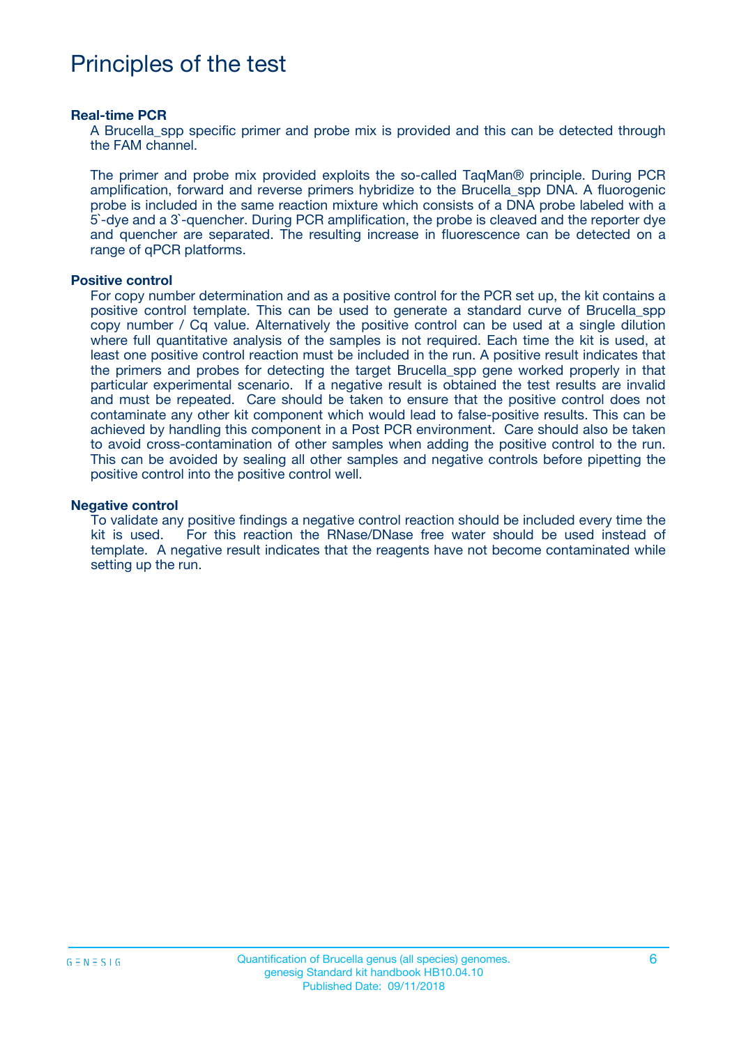# Principles of the test

**Real-time PCR**

A Brucella_spp specific primer and probe mix is provided and this can be detected through the FAM channel.

The primer and probe mix provided exploits the so-called TaqMan® principle. During PCR amplification, forward and reverse primers hybridize to the Brucella_spp DNA. A fluorogenic probe is included in the same reaction mixture which consists of a DNA probe labeled with a 5`-dye and a 3`-quencher. During PCR amplification, the probe is cleaved and the reporter dye and quencher are separated. The resulting increase in fluorescence can be detected on a range of qPCR platforms.

**Positive control**

For copy number determination and as a positive control for the PCR set up, the kit contains a positive control template. This can be used to generate a standard curve of Brucella_spp copy number / Cq value. Alternatively the positive control can be used at a single dilution where full quantitative analysis of the samples is not required. Each time the kit is used, at least one positive control reaction must be included in the run. A positive result indicates that the primers and probes for detecting the target Brucella_spp gene worked properly in that particular experimental scenario. If a negative result is obtained the test results are invalid and must be repeated. Care should be taken to ensure that the positive control does not contaminate any other kit component which would lead to false-positive results. This can be achieved by handling this component in a Post PCR environment. Care should also be taken to avoid cross-contamination of other samples when adding the positive control to the run. This can be avoided by sealing all other samples and negative controls before pipetting the positive control into the positive control well.

**Negative control**

To validate any positive findings a negative control reaction should be included every time the kit is used. For this reaction the RNase/DNase free water should be used instead of template. A negative result indicates that the reagents have not become contaminated while setting up the run.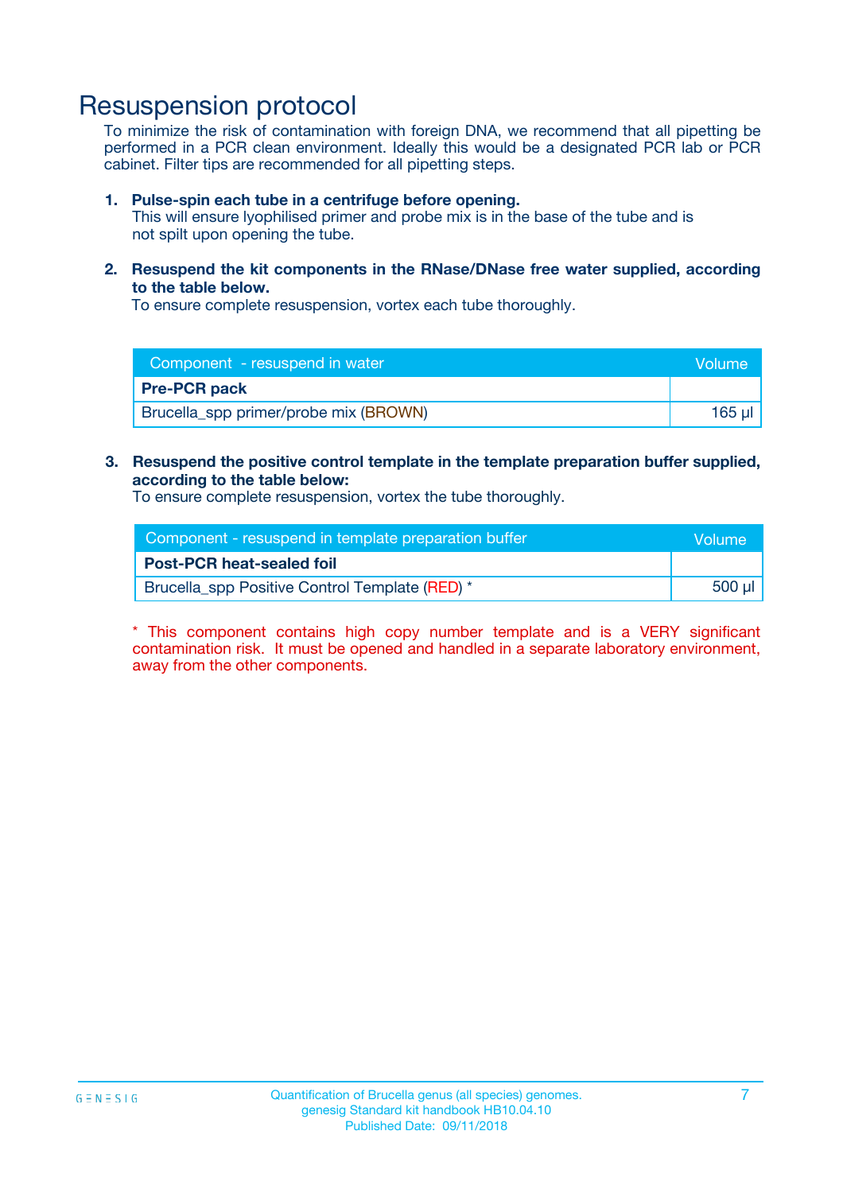# Resuspension protocol

To minimize the risk of contamination with foreign DNA, we recommend that all pipetting be performed in a PCR clean environment. Ideally this would be a designated PCR lab or PCR cabinet. Filter tips are recommended for all pipetting steps.

1. **Pulse-spin each tube in a centrifuge before opening.**
   This will ensure lyophilised primer and probe mix is in the base of the tube and is not spilt upon opening the tube.

2. **Resuspend the kit components in the RNase/DNase free water supplied, according to the table below.**
   To ensure complete resuspension, vortex each tube thoroughly.

| Component - resuspend in water | Volume |
|---|---|
| **Pre-PCR pack** | |
| Brucella_spp primer/probe mix (BROWN) | 165 µl |

3. **Resuspend the positive control template in the template preparation buffer supplied, according to the table below:**
   To ensure complete resuspension, vortex the tube thoroughly.

| Component - resuspend in template preparation buffer | Volume |
|---|---|
| **Post-PCR heat-sealed foil** | |
| Brucella_spp Positive Control Template (RED) * | 500 µl |

\* This component contains high copy number template and is a VERY significant contamination risk. It must be opened and handled in a separate laboratory environment, away from the other components.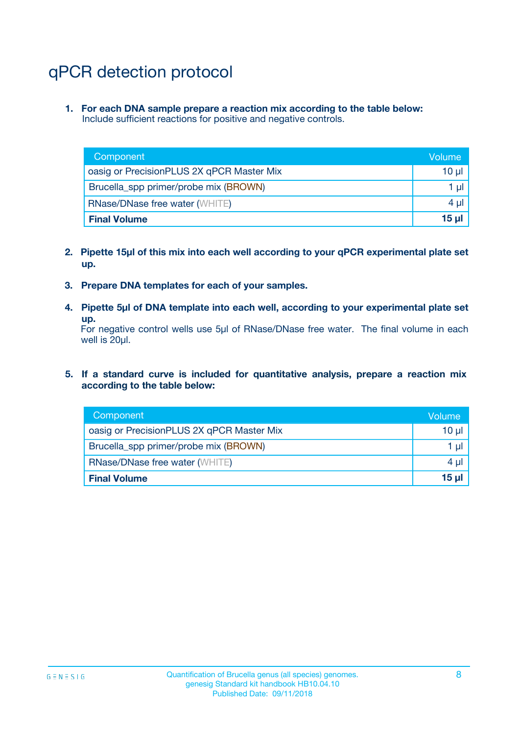# qPCR detection protocol

1. **For each DNA sample prepare a reaction mix according to the table below:**
   Include sufficient reactions for positive and negative controls.

| Component | Volume |
|---|---|
| oasig or PrecisionPLUS 2X qPCR Master Mix | 10 µl |
| Brucella_spp primer/probe mix (BROWN) | 1 µl |
| RNase/DNase free water (WHITE) | 4 µl |
| **Final Volume** | **15 µl** |

2. **Pipette 15µl of this mix into each well according to your qPCR experimental plate set up.**

3. **Prepare DNA templates for each of your samples.**

4. **Pipette 5µl of DNA template into each well, according to your experimental plate set up.**
   For negative control wells use 5µl of RNase/DNase free water. The final volume in each well is 20µl.

5. **If a standard curve is included for quantitative analysis, prepare a reaction mix according to the table below:**

| Component | Volume |
|---|---|
| oasig or PrecisionPLUS 2X qPCR Master Mix | 10 µl |
| Brucella_spp primer/probe mix (BROWN) | 1 µl |
| RNase/DNase free water (WHITE) | 4 µl |
| **Final Volume** | **15 µl** |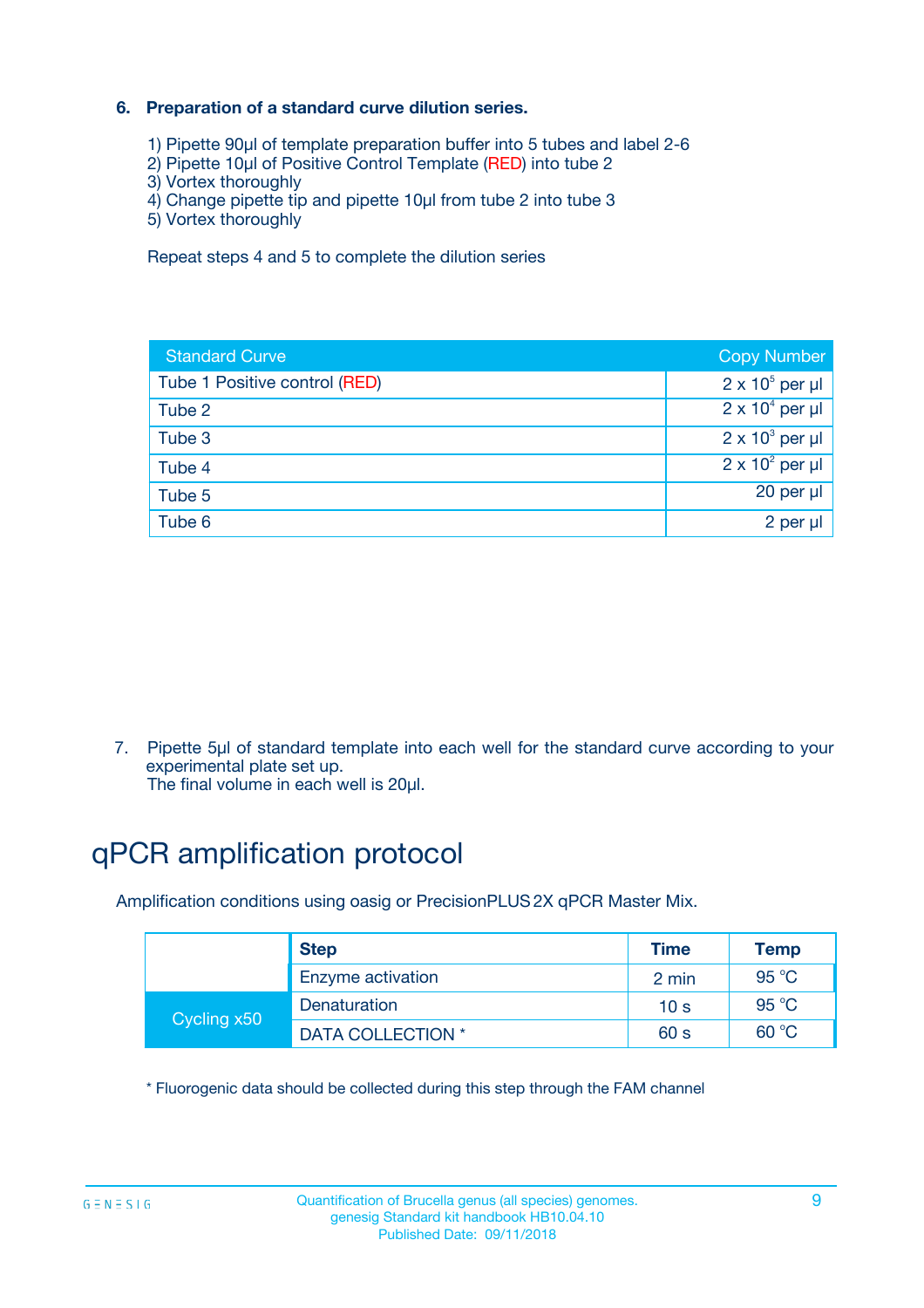## 6. Preparation of a standard curve dilution series.

1) Pipette 90µl of template preparation buffer into 5 tubes and label 2-6
2) Pipette 10µl of Positive Control Template (RED) into tube 2
3) Vortex thoroughly
4) Change pipette tip and pipette 10µl from tube 2 into tube 3
5) Vortex thoroughly

Repeat steps 4 and 5 to complete the dilution series

| Standard Curve | Copy Number |
|---|---|
| Tube 1 Positive control (RED) | $2 \times 10^5$ per µl |
| Tube 2 | $2 \times 10^4$ per µl |
| Tube 3 | $2 \times 10^3$ per µl |
| Tube 4 | $2 \times 10^2$ per µl |
| Tube 5 | 20 per µl |
| Tube 6 | 2 per µl |

7. Pipette 5µl of standard template into each well for the standard curve according to your experimental plate set up.
The final volume in each well is 20µl.

# qPCR amplification protocol

Amplification conditions using oasig or PrecisionPLUS 2X qPCR Master Mix.

| | Step | Time | Temp |
|---|---|---|---|
| | Enzyme activation | 2 min | 95 °C |
| Cycling x50 | Denaturation | 10 s | 95 °C |
| | DATA COLLECTION * | 60 s | 60 °C |

* Fluorogenic data should be collected during this step through the FAM channel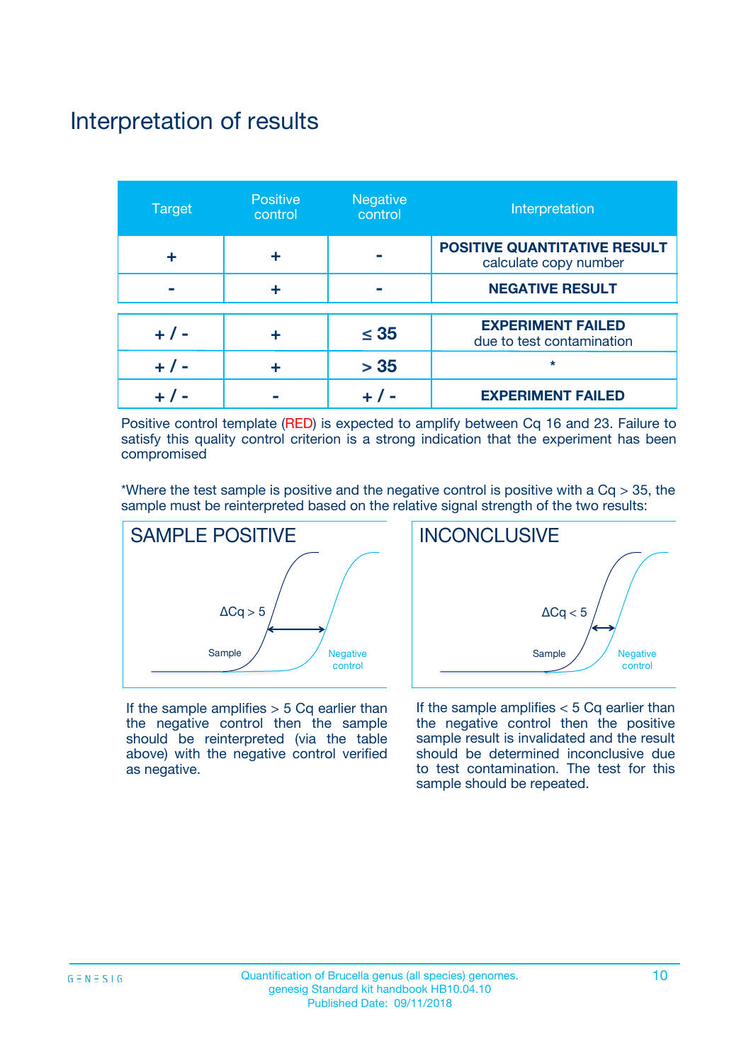# Interpretation of results

| Target | Positive control | Negative control | Interpretation |
|---|---|---|---|
| + | + | - | **POSITIVE QUANTITATIVE RESULT** calculate copy number |
| - | + | - | **NEGATIVE RESULT** |
| + / - | + | ≤ 35 | **EXPERIMENT FAILED** due to test contamination |
| + / - | + | > 35 | * |
| + / - | - | + / - | **EXPERIMENT FAILED** |

Positive control template (RED) is expected to amplify between Cq 16 and 23. Failure to satisfy this quality control criterion is a strong indication that the experiment has been compromised

*Where the test sample is positive and the negative control is positive with a Cq > 35, the sample must be reinterpreted based on the relative signal strength of the two results:

## SAMPLE POSITIVE

ΔCq > 5

Sample

Negative control

If the sample amplifies > 5 Cq earlier than the negative control then the sample should be reinterpreted (via the table above) with the negative control verified as negative.

## INCONCLUSIVE

ΔCq < 5

Sample

Negative control

If the sample amplifies < 5 Cq earlier than the negative control then the positive sample result is invalidated and the result should be determined inconclusive due to test contamination. The test for this sample should be repeated.